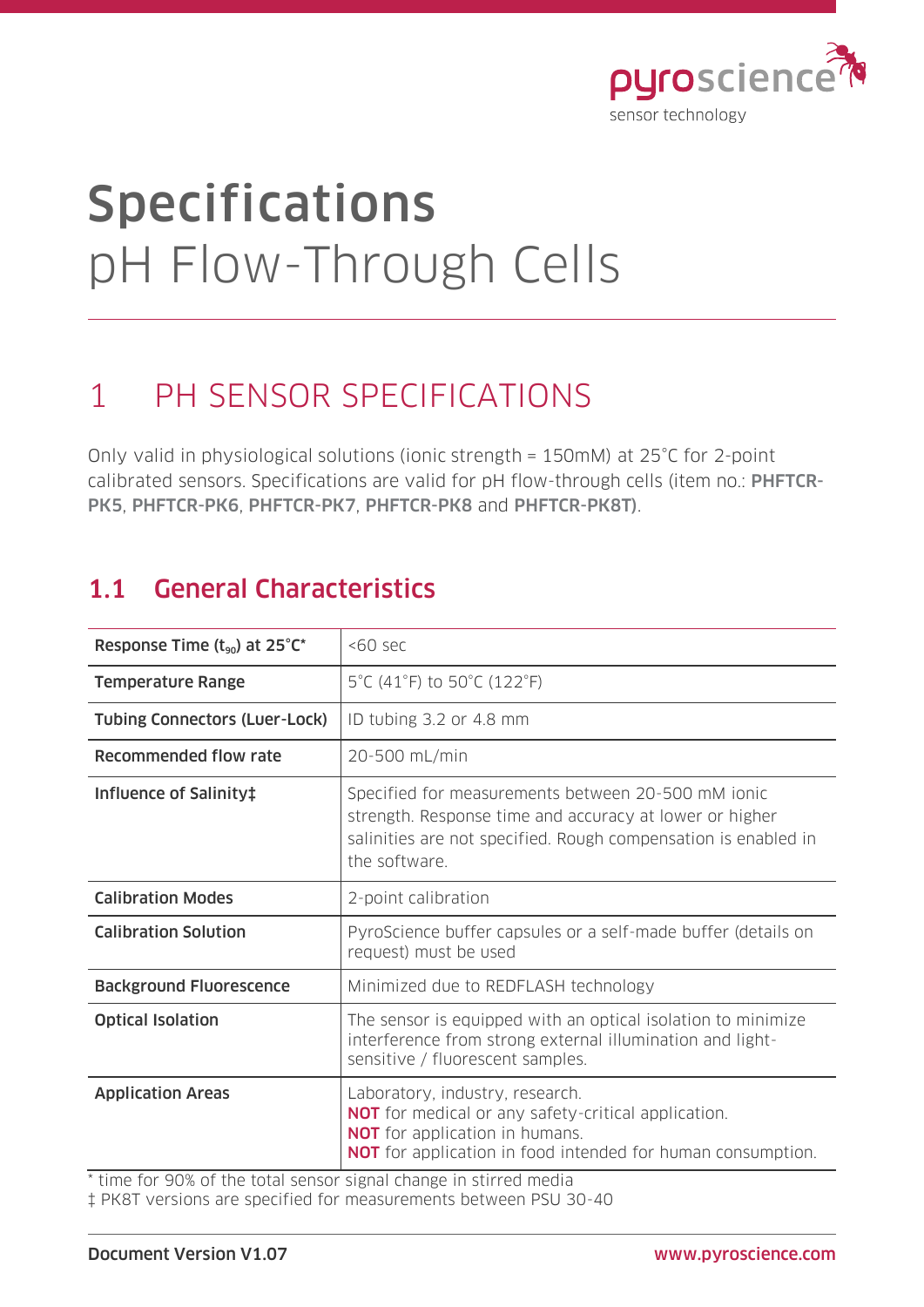# Specifications

pH Flow-Through Cells

## 1 PH SENSOR SPECIFICATIONS

Only valid in physiological solutions (ionic strength = 150mM) at 25°C for 2-point calibrated sensors. Specifications are valid for pH flow-through cells (item no.: **PHFTCR-PK5**, **PHFTCR-PK6**, **PHFTCR-PK7**, **PHFTCR-PK8** and **PHFTCR-PK8T)**.

### 1.1 General Characteristics

| | |
|---|---|
| **Response Time ($t_{90}$) at 25°C*** | <60 sec |
| **Temperature Range** | 5°C (41°F) to 50°C (122°F) |
| **Tubing Connectors (Luer-Lock)** | ID tubing 3.2 or 4.8 mm |
| **Recommended flow rate** | 20-500 mL/min |
| **Influence of Salinity‡** | Specified for measurements between 20-500 mM ionic strength. Response time and accuracy at lower or higher salinities are not specified. Rough compensation is enabled in the software. |
| **Calibration Modes** | 2-point calibration |
| **Calibration Solution** | PyroScience buffer capsules or a self-made buffer (details on request) must be used |
| **Background Fluorescence** | Minimized due to REDFLASH technology |
| **Optical Isolation** | The sensor is equipped with an optical isolation to minimize interference from strong external illumination and light-sensitive / fluorescent samples. |
| **Application Areas** | Laboratory, industry, research.<br>**NOT** for medical or any safety-critical application.<br>**NOT** for application in humans.<br>**NOT** for application in food intended for human consumption. |

* time for 90% of the total sensor signal change in stirred media

‡ PK8T versions are specified for measurements between PSU 30-40

Document Version V1.07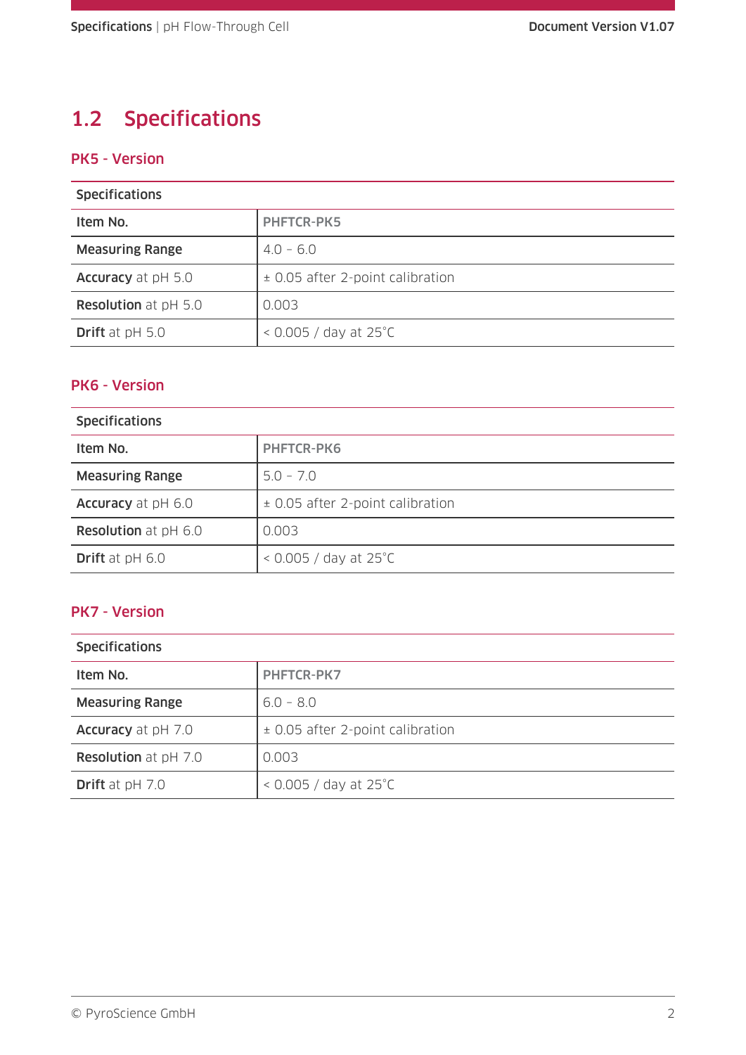## 1.2 Specifications

### PK5 - Version

| Specifications | |
|---|---|
| **Item No.** | **PHFTCR-PK5** |
| **Measuring Range** | 4.0 – 6.0 |
| **Accuracy** at pH 5.0 | ± 0.05 after 2-point calibration |
| **Resolution** at pH 5.0 | 0.003 |
| **Drift** at pH 5.0 | < 0.005 / day at 25°C |

### PK6 - Version

| Specifications | |
|---|---|
| **Item No.** | **PHFTCR-PK6** |
| **Measuring Range** | 5.0 – 7.0 |
| **Accuracy** at pH 6.0 | ± 0.05 after 2-point calibration |
| **Resolution** at pH 6.0 | 0.003 |
| **Drift** at pH 6.0 | < 0.005 / day at 25°C |

### PK7 - Version

| Specifications | |
|---|---|
| **Item No.** | **PHFTCR-PK7** |
| **Measuring Range** | 6.0 – 8.0 |
| **Accuracy** at pH 7.0 | ± 0.05 after 2-point calibration |
| **Resolution** at pH 7.0 | 0.003 |
| **Drift** at pH 7.0 | < 0.005 / day at 25°C |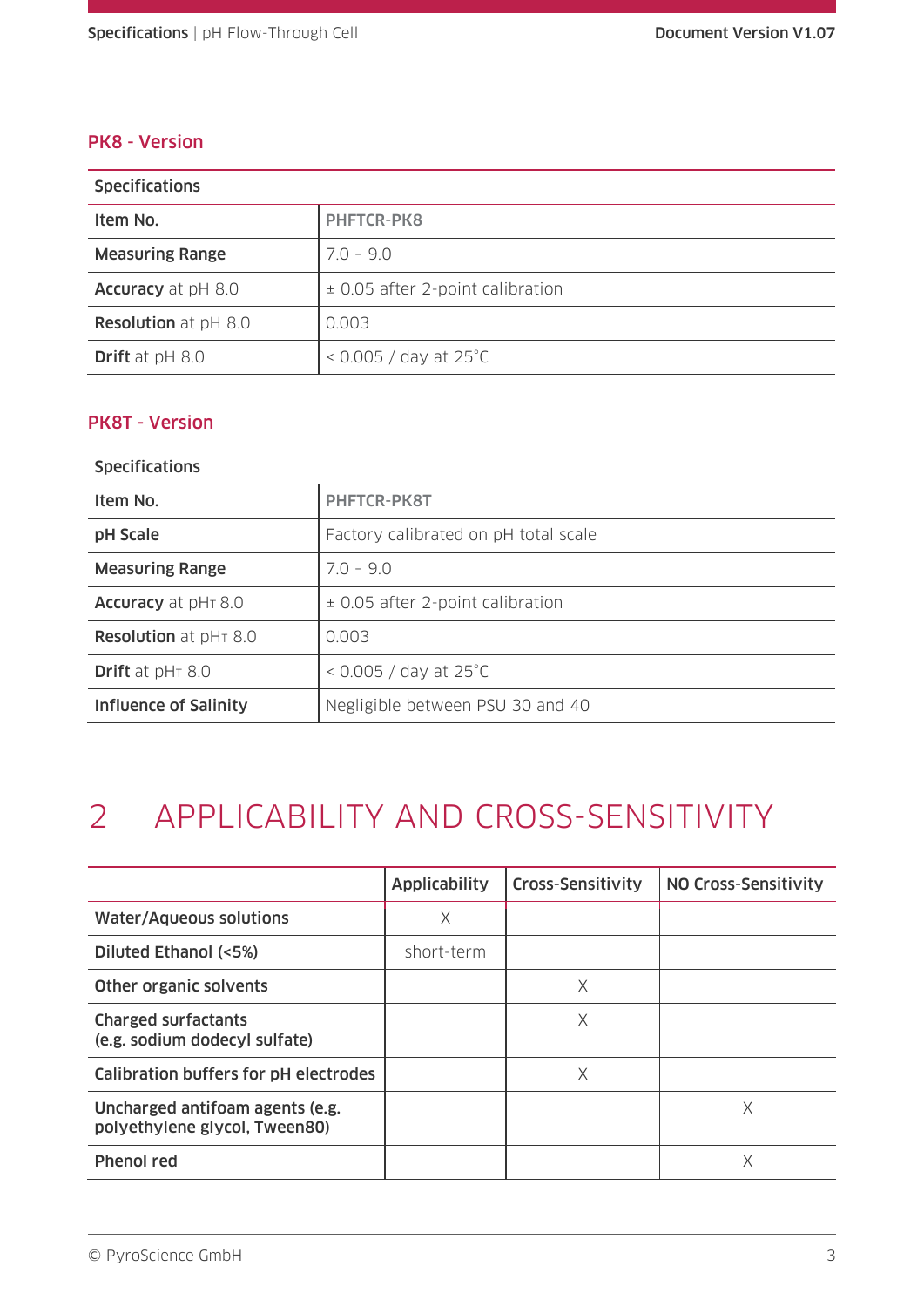## PK8 - Version

| Specifications | |
|---|---|
| **Item No.** | **PHFTCR-PK8** |
| **Measuring Range** | 7.0 – 9.0 |
| **Accuracy** at pH 8.0 | ± 0.05 after 2-point calibration |
| **Resolution** at pH 8.0 | 0.003 |
| **Drift** at pH 8.0 | < 0.005 / day at 25°C |

## PK8T - Version

| Specifications | |
|---|---|
| **Item No.** | **PHFTCR-PK8T** |
| **pH Scale** | Factory calibrated on pH total scale |
| **Measuring Range** | 7.0 – 9.0 |
| **Accuracy** at $pH_T$ 8.0 | ± 0.05 after 2-point calibration |
| **Resolution** at $pH_T$ 8.0 | 0.003 |
| **Drift** at $pH_T$ 8.0 | < 0.005 / day at 25°C |
| **Influence of Salinity** | Negligible between PSU 30 and 40 |

# 2 APPLICABILITY AND CROSS-SENSITIVITY

| | Applicability | Cross-Sensitivity | NO Cross-Sensitivity |
|---|---|---|---|
| **Water/Aqueous solutions** | X | | |
| **Diluted Ethanol (<5%)** | short-term | | |
| **Other organic solvents** | | X | |
| **Charged surfactants (e.g. sodium dodecyl sulfate)** | | X | |
| **Calibration buffers for pH electrodes** | | X | |
| **Uncharged antifoam agents (e.g. polyethylene glycol, Tween80)** | | | X |
| **Phenol red** | | | X |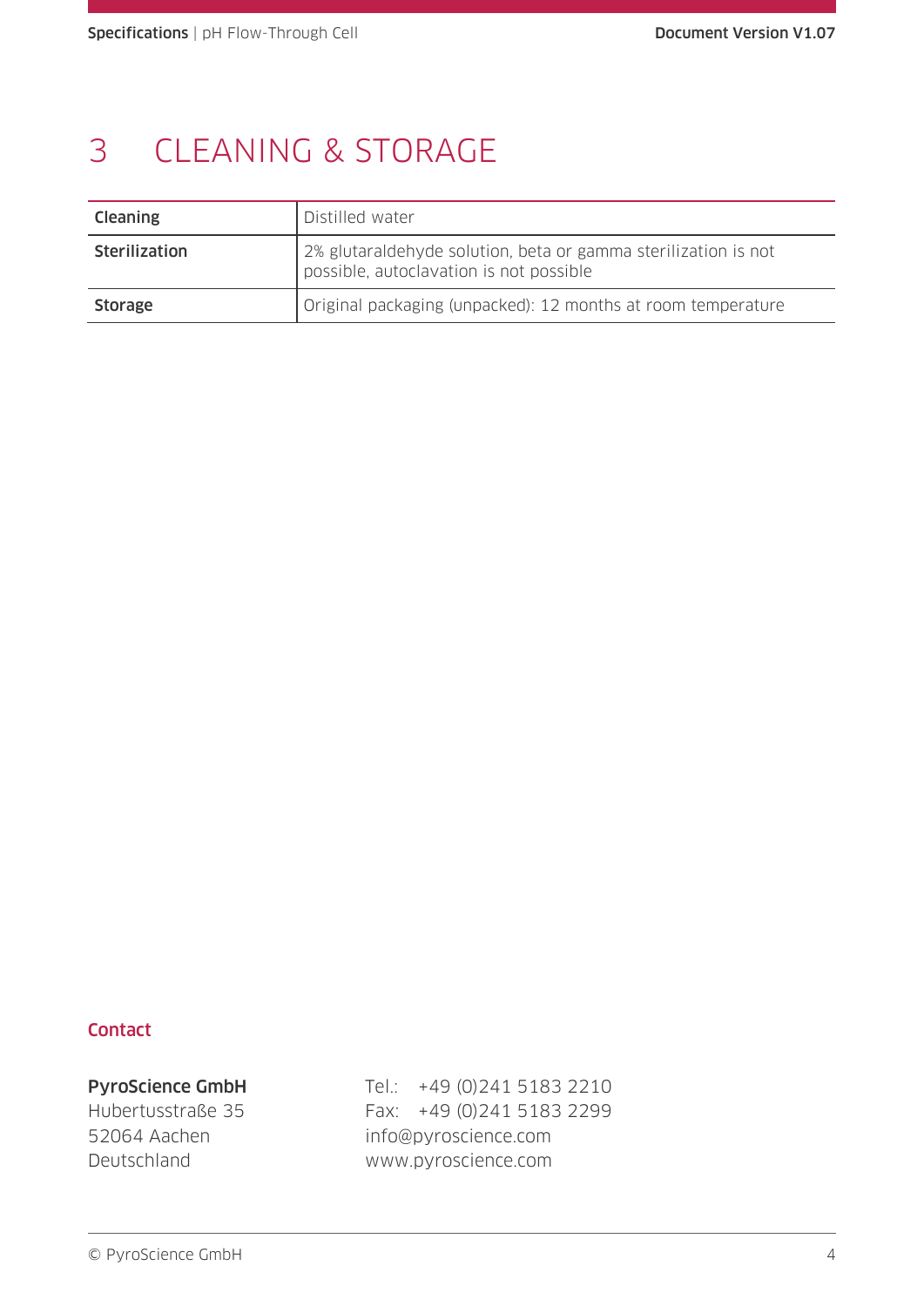# 3 CLEANING & STORAGE

| | |
|---|---|
| **Cleaning** | Distilled water |
| **Sterilization** | 2% glutaraldehyde solution, beta or gamma sterilization is not possible, autoclavation is not possible |
| **Storage** | Original packaging (unpacked): 12 months at room temperature |

## Contact

**PyroScience GmbH**
Hubertusstraße 35
52064 Aachen
Deutschland

Tel.: +49 (0)241 5183 2210
Fax: +49 (0)241 5183 2299
info@pyroscience.com
www.pyroscience.com

© PyroScience GmbH